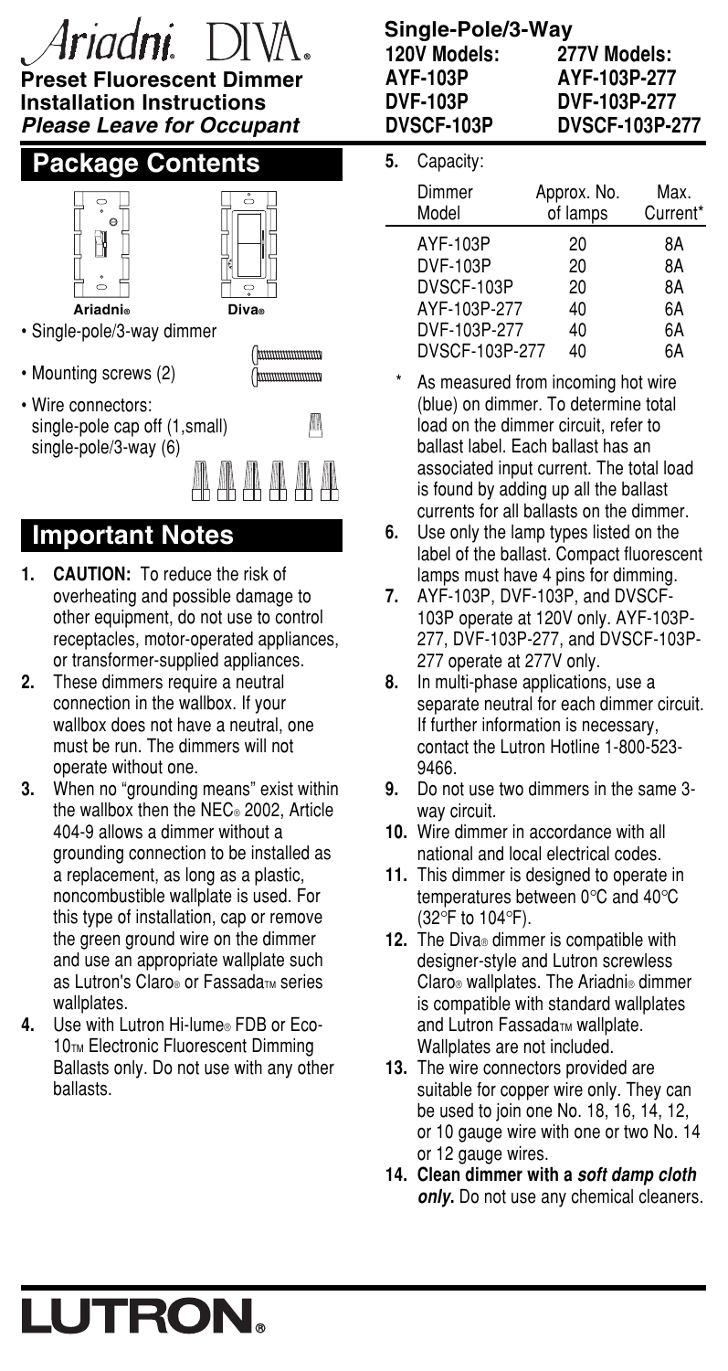# Ariadni® DIVA®

**Preset Fluorescent Dimmer**
**Installation Instructions**
***Please Leave for Occupant***

## Package Contents

Ariadni® Diva®

- Single-pole/3-way dimmer
- Mounting screws (2)
- Wire connectors:
  single-pole cap off (1,small)
  single-pole/3-way (6)

## Important Notes

1. **CAUTION:** To reduce the risk of overheating and possible damage to other equipment, do not use to control receptacles, motor-operated appliances, or transformer-supplied appliances.
2. These dimmers require a neutral connection in the wallbox. If your wallbox does not have a neutral, one must be run. The dimmers will not operate without one.
3. When no "grounding means" exist within the wallbox then the NEC® 2002, Article 404-9 allows a dimmer without a grounding connection to be installed as a replacement, as long as a plastic, noncombustible wallplate is used. For this type of installation, cap or remove the green ground wire on the dimmer and use an appropriate wallplate such as Lutron's Claro® or Fassada™ series wallplates.
4. Use with Lutron Hi-lume® FDB or Eco-10™ Electronic Fluorescent Dimming Ballasts only. Do not use with any other ballasts.

**Single-Pole/3-Way**

| 120V Models: | 277V Models: |
|---|---|
| AYF-103P | AYF-103P-277 |
| DVF-103P | DVF-103P-277 |
| DVSCF-103P | DVSCF-103P-277 |

5. Capacity:

| Dimmer Model | Approx. No. of lamps | Max. Current* |
|---|---|---|
| AYF-103P | 20 | 8A |
| DVF-103P | 20 | 8A |
| DVSCF-103P | 20 | 8A |
| AYF-103P-277 | 40 | 6A |
| DVF-103P-277 | 40 | 6A |
| DVSCF-103P-277 | 40 | 6A |

\* As measured from incoming hot wire (blue) on dimmer. To determine total load on the dimmer circuit, refer to ballast label. Each ballast has an associated input current. The total load is found by adding up all the ballast currents for all ballasts on the dimmer.

6. Use only the lamp types listed on the label of the ballast. Compact fluorescent lamps must have 4 pins for dimming.
7. AYF-103P, DVF-103P, and DVSCF-103P operate at 120V only. AYF-103P-277, DVF-103P-277, and DVSCF-103P-277 operate at 277V only.
8. In multi-phase applications, use a separate neutral for each dimmer circuit. If further information is necessary, contact the Lutron Hotline 1-800-523-9466.
9. Do not use two dimmers in the same 3-way circuit.
10. Wire dimmer in accordance with all national and local electrical codes.
11. This dimmer is designed to operate in temperatures between 0°C and 40°C (32°F to 104°F).
12. The Diva® dimmer is compatible with designer-style and Lutron screwless Claro® wallplates. The Ariadni® dimmer is compatible with standard wallplates and Lutron Fassada™ wallplate. Wallplates are not included.
13. The wire connectors provided are suitable for copper wire only. They can be used to join one No. 18, 16, 14, 12, or 10 gauge wire with one or two No. 14 or 12 gauge wires.
14. **Clean dimmer with a *soft damp cloth only*.** Do not use any chemical cleaners.

**LUTRON®**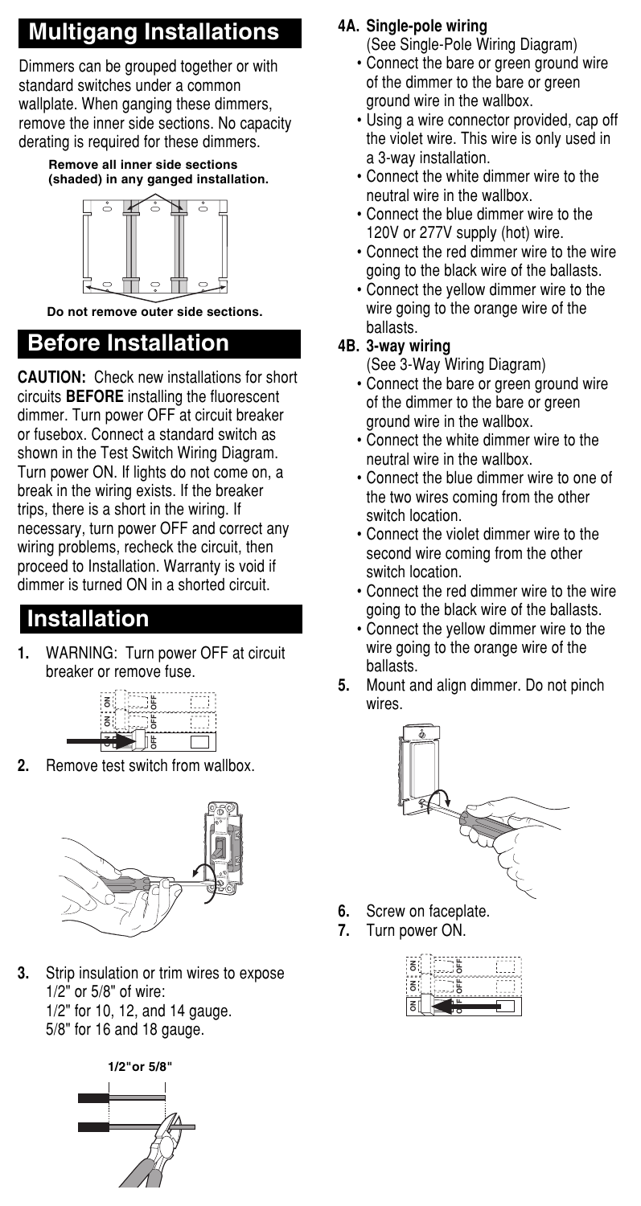## Multigang Installations

Dimmers can be grouped together or with standard switches under a common wallplate. When ganging these dimmers, remove the inner side sections. No capacity derating is required for these dimmers.

**Remove all inner side sections (shaded) in any ganged installation.**

**Do not remove outer side sections.**

## Before Installation

**CAUTION:** Check new installations for short circuits **BEFORE** installing the fluorescent dimmer. Turn power OFF at circuit breaker or fusebox. Connect a standard switch as shown in the Test Switch Wiring Diagram. Turn power ON. If lights do not come on, a break in the wiring exists. If the breaker trips, there is a short in the wiring. If necessary, turn power OFF and correct any wiring problems, recheck the circuit, then proceed to Installation. Warranty is void if dimmer is turned ON in a shorted circuit.

## Installation

**1.** WARNING: Turn power OFF at circuit breaker or remove fuse.

**2.** Remove test switch from wallbox.

**3.** Strip insulation or trim wires to expose 1/2" or 5/8" of wire:
1/2" for 10, 12, and 14 gauge.
5/8" for 16 and 18 gauge.

1/2" or 5/8"

**4A. Single-pole wiring**
(See Single-Pole Wiring Diagram)

- Connect the bare or green ground wire of the dimmer to the bare or green ground wire in the wallbox.
- Using a wire connector provided, cap off the violet wire. This wire is only used in a 3-way installation.
- Connect the white dimmer wire to the neutral wire in the wallbox.
- Connect the blue dimmer wire to the 120V or 277V supply (hot) wire.
- Connect the red dimmer wire to the wire going to the black wire of the ballasts.
- Connect the yellow dimmer wire to the wire going to the orange wire of the ballasts.

**4B. 3-way wiring**
(See 3-Way Wiring Diagram)

- Connect the bare or green ground wire of the dimmer to the bare or green ground wire in the wallbox.
- Connect the white dimmer wire to the neutral wire in the wallbox.
- Connect the blue dimmer wire to one of the two wires coming from the other switch location.
- Connect the violet dimmer wire to the second wire coming from the other switch location.
- Connect the red dimmer wire to the wire going to the black wire of the ballasts.
- Connect the yellow dimmer wire to the wire going to the orange wire of the ballasts.

**5.** Mount and align dimmer. Do not pinch wires.

**6.** Screw on faceplate.

**7.** Turn power ON.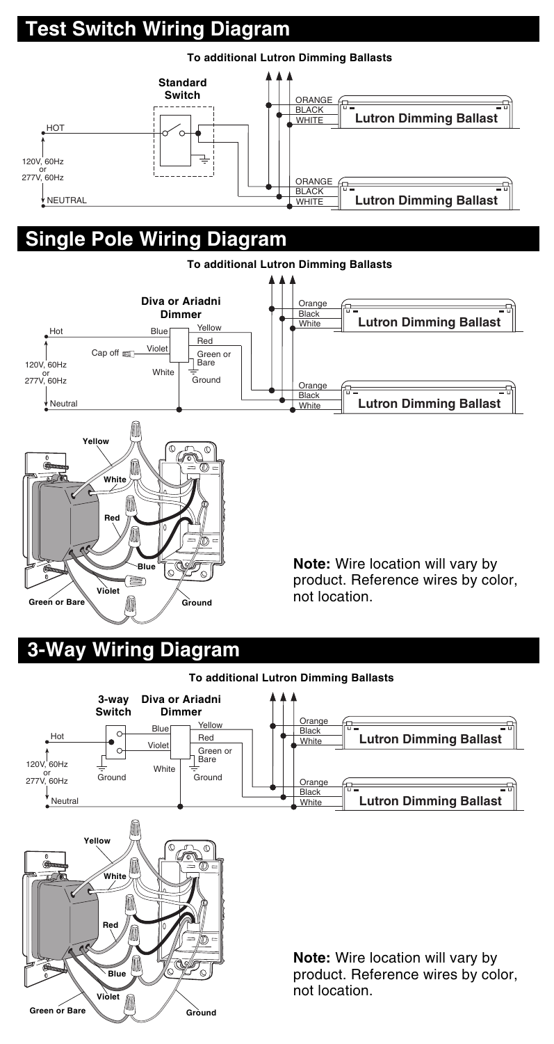## Test Switch Wiring Diagram

## Single Pole Wiring Diagram

**Note:** Wire location will vary by product. Reference wires by color, not location.

## 3-Way Wiring Diagram

**Note:** Wire location will vary by product. Reference wires by color, not location.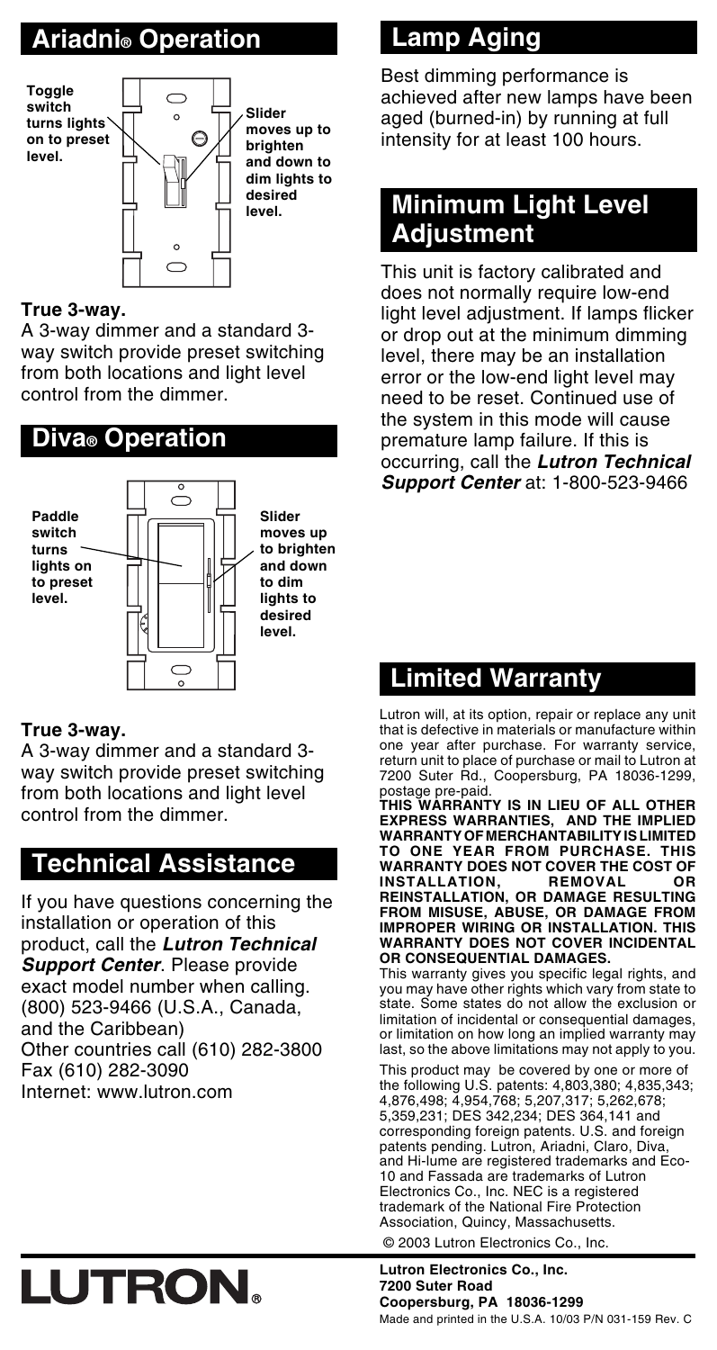## Ariadni® Operation

Toggle switch turns lights on to preset level.

Slider moves up to brighten and down to dim lights to desired level.

**True 3-way.**

A 3-way dimmer and a standard 3-way switch provide preset switching from both locations and light level control from the dimmer.

## Diva® Operation

Paddle switch turns lights on to preset level.

Slider moves up to brighten and down to dim lights to desired level.

**True 3-way.**

A 3-way dimmer and a standard 3-way switch provide preset switching from both locations and light level control from the dimmer.

## Technical Assistance

If you have questions concerning the installation or operation of this product, call the ***Lutron Technical Support Center***. Please provide exact model number when calling.
(800) 523-9466 (U.S.A., Canada, and the Caribbean)
Other countries call (610) 282-3800
Fax (610) 282-3090
Internet: www.lutron.com

## Lamp Aging

Best dimming performance is achieved after new lamps have been aged (burned-in) by running at full intensity for at least 100 hours.

## Minimum Light Level Adjustment

This unit is factory calibrated and does not normally require low-end light level adjustment. If lamps flicker or drop out at the minimum dimming level, there may be an installation error or the low-end light level may need to be reset. Continued use of the system in this mode will cause premature lamp failure. If this is occurring, call the ***Lutron Technical Support Center*** at: 1-800-523-9466

## Limited Warranty

Lutron will, at its option, repair or replace any unit that is defective in materials or manufacture within one year after purchase. For warranty service, return unit to place of purchase or mail to Lutron at 7200 Suter Rd., Coopersburg, PA 18036-1299, postage pre-paid.

**THIS WARRANTY IS IN LIEU OF ALL OTHER EXPRESS WARRANTIES, AND THE IMPLIED WARRANTY OF MERCHANTABILITY IS LIMITED TO ONE YEAR FROM PURCHASE. THIS WARRANTY DOES NOT COVER THE COST OF INSTALLATION, REMOVAL OR REINSTALLATION, OR DAMAGE RESULTING FROM MISUSE, ABUSE, OR DAMAGE FROM IMPROPER WIRING OR INSTALLATION. THIS WARRANTY DOES NOT COVER INCIDENTAL OR CONSEQUENTIAL DAMAGES.**

This warranty gives you specific legal rights, and you may have other rights which vary from state to state. Some states do not allow the exclusion or limitation of incidental or consequential damages, or limitation on how long an implied warranty may last, so the above limitations may not apply to you.

This product may be covered by one or more of the following U.S. patents: 4,803,380; 4,835,343; 4,876,498; 4,954,768; 5,207,317; 5,262,678; 5,359,231; DES 342,234; DES 364,141 and corresponding foreign patents. U.S. and foreign patents pending. Lutron, Ariadni, Claro, Diva, and Hi-lume are registered trademarks and Eco-10 and Fassada are trademarks of Lutron Electronics Co., Inc. NEC is a registered trademark of the National Fire Protection Association, Quincy, Massachusetts.

© 2003 Lutron Electronics Co., Inc.

LUTRON®

**Lutron Electronics Co., Inc.**
**7200 Suter Road**
**Coopersburg, PA 18036-1299**
Made and printed in the U.S.A. 10/03 P/N 031-159 Rev. C